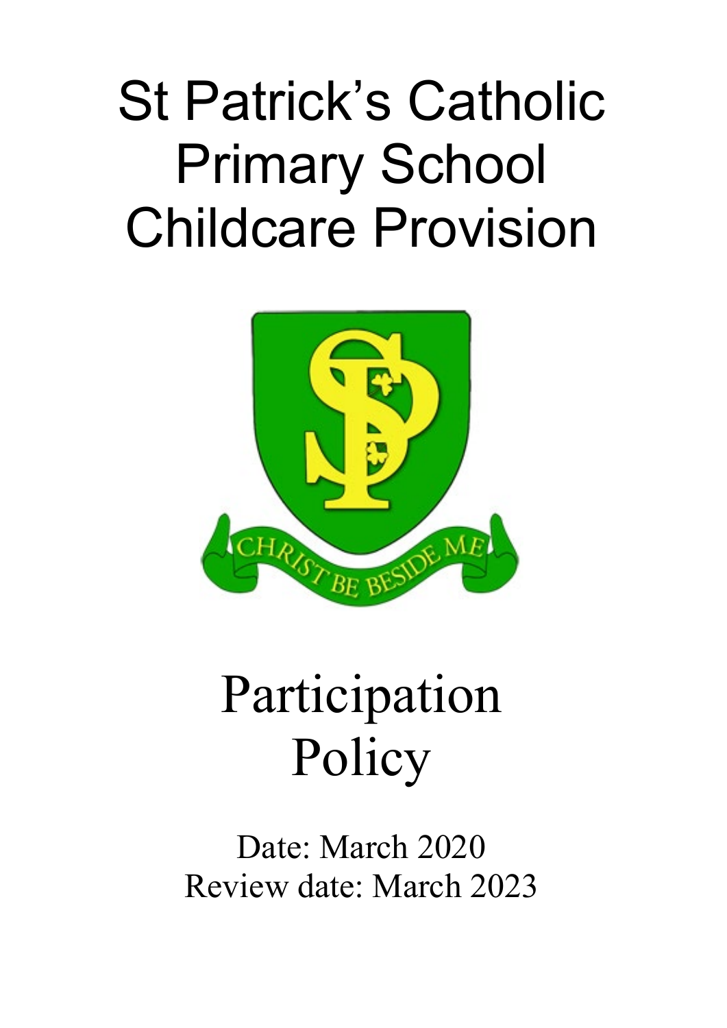# St Patrick's Catholic Primary School Childcare Provision

# Participation Policy

Date: March 2020
Review date: March 2023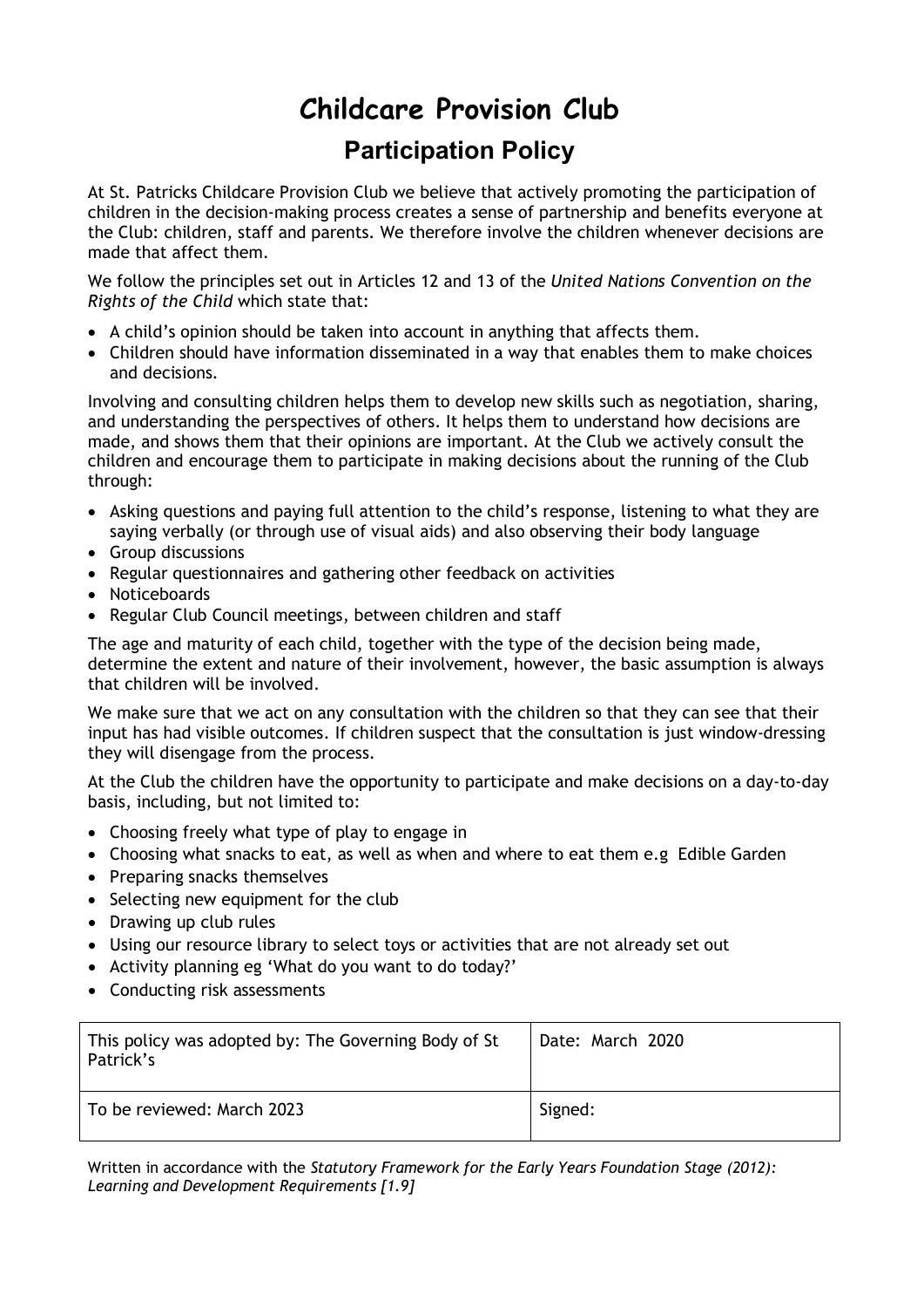# Childcare Provision Club

## Participation Policy

At St. Patricks Childcare Provision Club we believe that actively promoting the participation of children in the decision-making process creates a sense of partnership and benefits everyone at the Club: children, staff and parents. We therefore involve the children whenever decisions are made that affect them.

We follow the principles set out in Articles 12 and 13 of the *United Nations Convention on the Rights of the Child* which state that:

- A child's opinion should be taken into account in anything that affects them.
- Children should have information disseminated in a way that enables them to make choices and decisions.

Involving and consulting children helps them to develop new skills such as negotiation, sharing, and understanding the perspectives of others. It helps them to understand how decisions are made, and shows them that their opinions are important. At the Club we actively consult the children and encourage them to participate in making decisions about the running of the Club through:

- Asking questions and paying full attention to the child's response, listening to what they are saying verbally (or through use of visual aids) and also observing their body language
- Group discussions
- Regular questionnaires and gathering other feedback on activities
- Noticeboards
- Regular Club Council meetings, between children and staff

The age and maturity of each child, together with the type of the decision being made, determine the extent and nature of their involvement, however, the basic assumption is always that children will be involved.

We make sure that we act on any consultation with the children so that they can see that their input has had visible outcomes. If children suspect that the consultation is just window-dressing they will disengage from the process.

At the Club the children have the opportunity to participate and make decisions on a day-to-day basis, including, but not limited to:

- Choosing freely what type of play to engage in
- Choosing what snacks to eat, as well as when and where to eat them e.g Edible Garden
- Preparing snacks themselves
- Selecting new equipment for the club
- Drawing up club rules
- Using our resource library to select toys or activities that are not already set out
- Activity planning eg 'What do you want to do today?'
- Conducting risk assessments

| | |
|---|---|
| This policy was adopted by: The Governing Body of St Patrick's | Date: March 2020 |
| To be reviewed: March 2023 | Signed: |

Written in accordance with the *Statutory Framework for the Early Years Foundation Stage (2012): Learning and Development Requirements [1.9]*